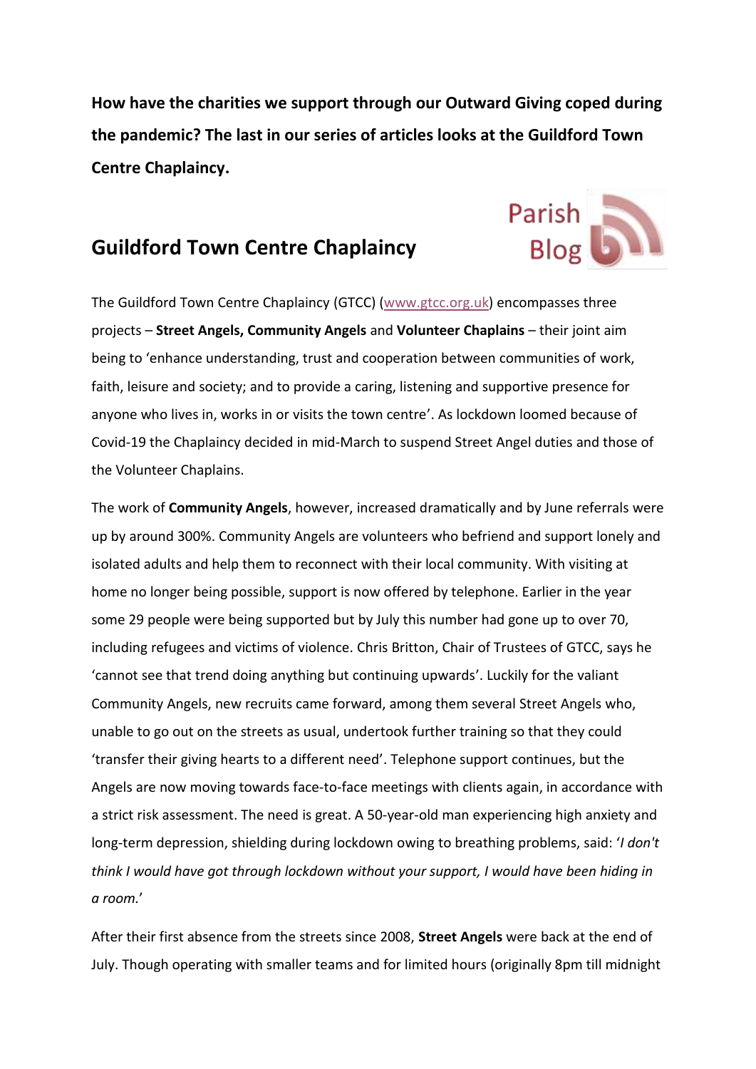**How have the charities we support through our Outward Giving coped during the pandemic? The last in our series of articles looks at the Guildford Town Centre Chaplaincy.**

## Guildford Town Centre Chaplaincy

Parish Blog

The Guildford Town Centre Chaplaincy (GTCC) (www.gtcc.org.uk) encompasses three projects – **Street Angels, Community Angels** and **Volunteer Chaplains** – their joint aim being to 'enhance understanding, trust and cooperation between communities of work, faith, leisure and society; and to provide a caring, listening and supportive presence for anyone who lives in, works in or visits the town centre'. As lockdown loomed because of Covid-19 the Chaplaincy decided in mid-March to suspend Street Angel duties and those of the Volunteer Chaplains.

The work of **Community Angels**, however, increased dramatically and by June referrals were up by around 300%. Community Angels are volunteers who befriend and support lonely and isolated adults and help them to reconnect with their local community. With visiting at home no longer being possible, support is now offered by telephone. Earlier in the year some 29 people were being supported but by July this number had gone up to over 70, including refugees and victims of violence. Chris Britton, Chair of Trustees of GTCC, says he 'cannot see that trend doing anything but continuing upwards'. Luckily for the valiant Community Angels, new recruits came forward, among them several Street Angels who, unable to go out on the streets as usual, undertook further training so that they could 'transfer their giving hearts to a different need'. Telephone support continues, but the Angels are now moving towards face-to-face meetings with clients again, in accordance with a strict risk assessment. The need is great. A 50-year-old man experiencing high anxiety and long-term depression, shielding during lockdown owing to breathing problems, said: '*I don't think I would have got through lockdown without your support, I would have been hiding in a room.*'

After their first absence from the streets since 2008, **Street Angels** were back at the end of July. Though operating with smaller teams and for limited hours (originally 8pm till midnight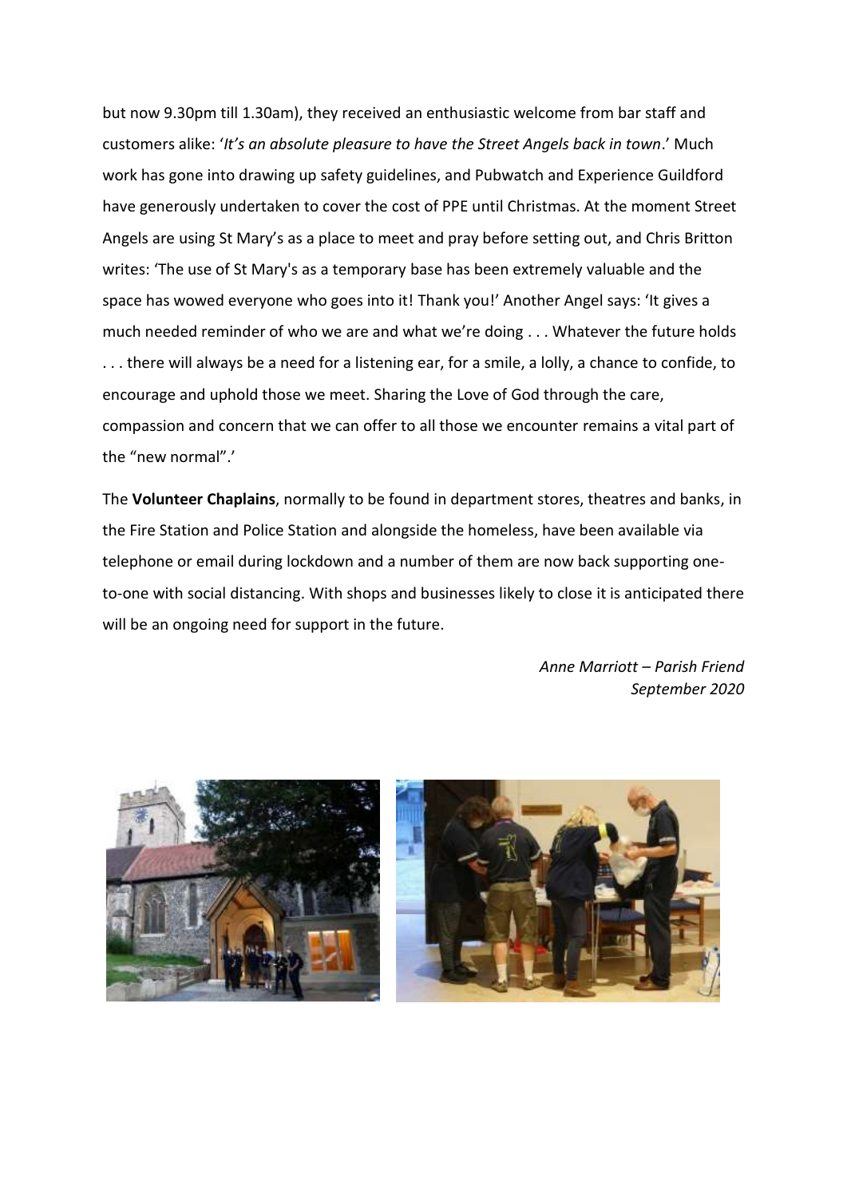but now 9.30pm till 1.30am), they received an enthusiastic welcome from bar staff and customers alike: '*It's an absolute pleasure to have the Street Angels back in town*.' Much work has gone into drawing up safety guidelines, and Pubwatch and Experience Guildford have generously undertaken to cover the cost of PPE until Christmas. At the moment Street Angels are using St Mary's as a place to meet and pray before setting out, and Chris Britton writes: 'The use of St Mary's as a temporary base has been extremely valuable and the space has wowed everyone who goes into it! Thank you!' Another Angel says: 'It gives a much needed reminder of who we are and what we're doing . . . Whatever the future holds . . . there will always be a need for a listening ear, for a smile, a lolly, a chance to confide, to encourage and uphold those we meet. Sharing the Love of God through the care, compassion and concern that we can offer to all those we encounter remains a vital part of the "new normal".'

The **Volunteer Chaplains**, normally to be found in department stores, theatres and banks, in the Fire Station and Police Station and alongside the homeless, have been available via telephone or email during lockdown and a number of them are now back supporting one-to-one with social distancing. With shops and businesses likely to close it is anticipated there will be an ongoing need for support in the future.

*Anne Marriott – Parish Friend*
*September 2020*